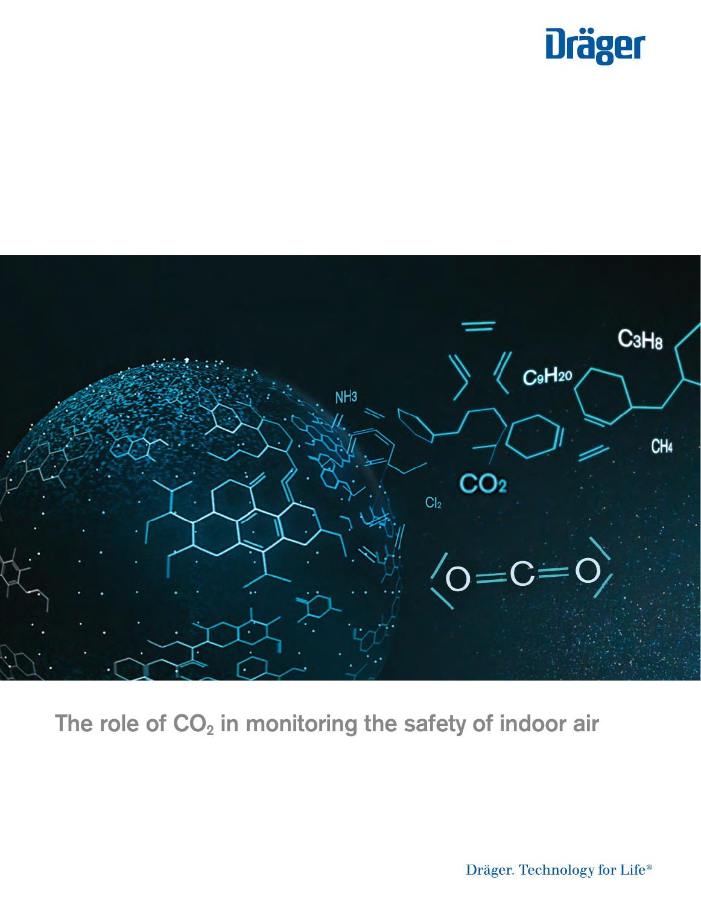Dräger

# The role of $CO_2$ in monitoring the safety of indoor air

Dräger. Technology for Life®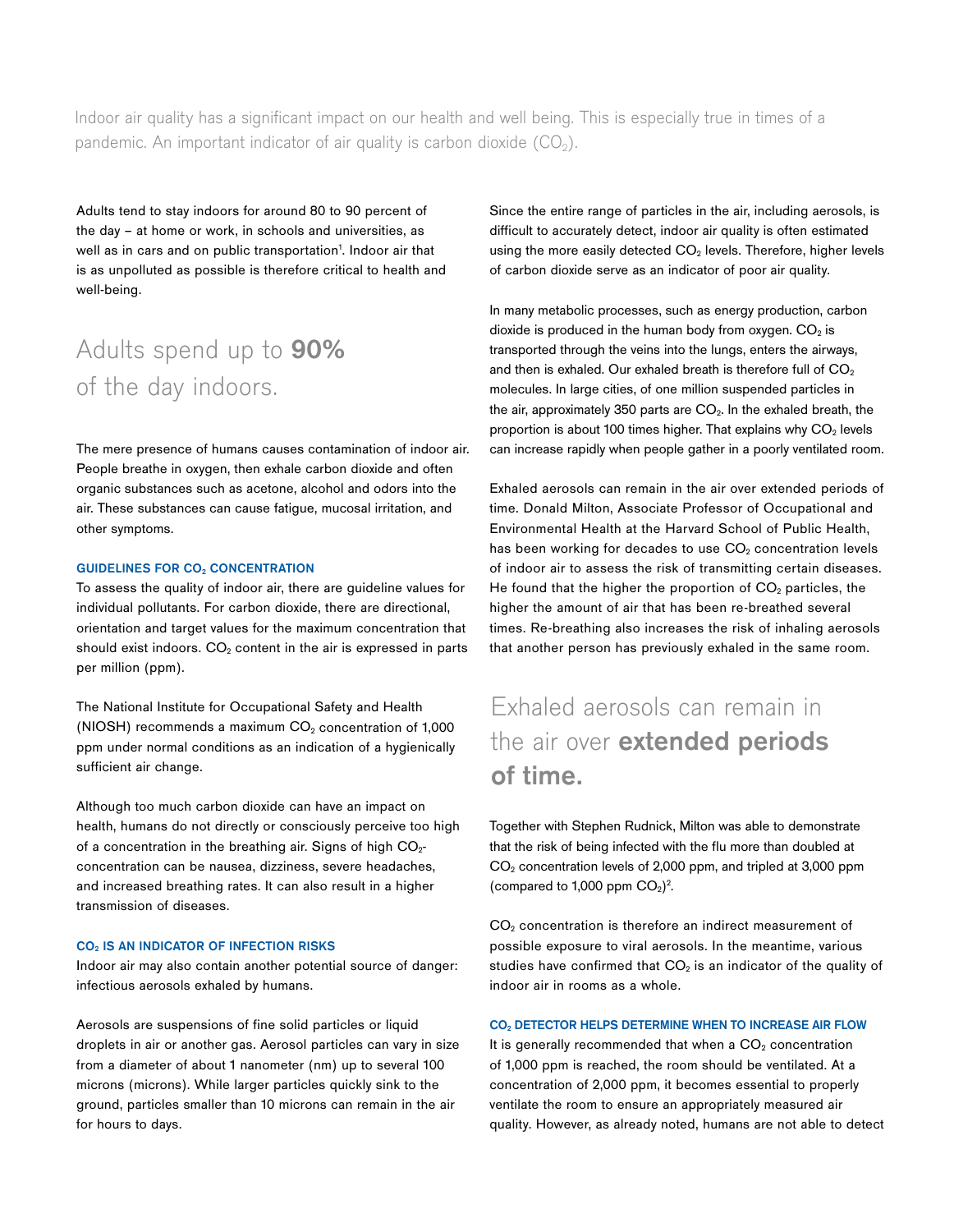Indoor air quality has a significant impact on our health and well being. This is especially true in times of a pandemic. An important indicator of air quality is carbon dioxide ($CO_2$).

Adults tend to stay indoors for around 80 to 90 percent of the day – at home or work, in schools and universities, as well as in cars and on public transportation[1]. Indoor air that is as unpolluted as possible is therefore critical to health and well-being.

## Adults spend up to **90%** of the day indoors.

The mere presence of humans causes contamination of indoor air. People breathe in oxygen, then exhale carbon dioxide and often organic substances such as acetone, alcohol and odors into the air. These substances can cause fatigue, mucosal irritation, and other symptoms.

### GUIDELINES FOR $CO_2$ CONCENTRATION

To assess the quality of indoor air, there are guideline values for individual pollutants. For carbon dioxide, there are directional, orientation and target values for the maximum concentration that should exist indoors. $CO_2$ content in the air is expressed in parts per million (ppm).

The National Institute for Occupational Safety and Health (NIOSH) recommends a maximum $CO_2$ concentration of 1,000 ppm under normal conditions as an indication of a hygienically sufficient air change.

Although too much carbon dioxide can have an impact on health, humans do not directly or consciously perceive too high of a concentration in the breathing air. Signs of high $CO_2$-concentration can be nausea, dizziness, severe headaches, and increased breathing rates. It can also result in a higher transmission of diseases.

### $CO_2$ IS AN INDICATOR OF INFECTION RISKS

Indoor air may also contain another potential source of danger: infectious aerosols exhaled by humans.

Aerosols are suspensions of fine solid particles or liquid droplets in air or another gas. Aerosol particles can vary in size from a diameter of about 1 nanometer (nm) up to several 100 microns (microns). While larger particles quickly sink to the ground, particles smaller than 10 microns can remain in the air for hours to days.

Since the entire range of particles in the air, including aerosols, is difficult to accurately detect, indoor air quality is often estimated using the more easily detected $CO_2$ levels. Therefore, higher levels of carbon dioxide serve as an indicator of poor air quality.

In many metabolic processes, such as energy production, carbon dioxide is produced in the human body from oxygen. $CO_2$ is transported through the veins into the lungs, enters the airways, and then is exhaled. Our exhaled breath is therefore full of $CO_2$ molecules. In large cities, of one million suspended particles in the air, approximately 350 parts are $CO_2$. In the exhaled breath, the proportion is about 100 times higher. That explains why $CO_2$ levels can increase rapidly when people gather in a poorly ventilated room.

Exhaled aerosols can remain in the air over extended periods of time. Donald Milton, Associate Professor of Occupational and Environmental Health at the Harvard School of Public Health, has been working for decades to use $CO_2$ concentration levels of indoor air to assess the risk of transmitting certain diseases. He found that the higher the proportion of $CO_2$ particles, the higher the amount of air that has been re-breathed several times. Re-breathing also increases the risk of inhaling aerosols that another person has previously exhaled in the same room.

## Exhaled aerosols can remain in the air over **extended periods of time.**

Together with Stephen Rudnick, Milton was able to demonstrate that the risk of being infected with the flu more than doubled at $CO_2$ concentration levels of 2,000 ppm, and tripled at 3,000 ppm (compared to 1,000 ppm $CO_2$)[2].

$CO_2$ concentration is therefore an indirect measurement of possible exposure to viral aerosols. In the meantime, various studies have confirmed that $CO_2$ is an indicator of the quality of indoor air in rooms as a whole.

### $CO_2$ DETECTOR HELPS DETERMINE WHEN TO INCREASE AIR FLOW

It is generally recommended that when a $CO_2$ concentration of 1,000 ppm is reached, the room should be ventilated. At a concentration of 2,000 ppm, it becomes essential to properly ventilate the room to ensure an appropriately measured air quality. However, as already noted, humans are not able to detect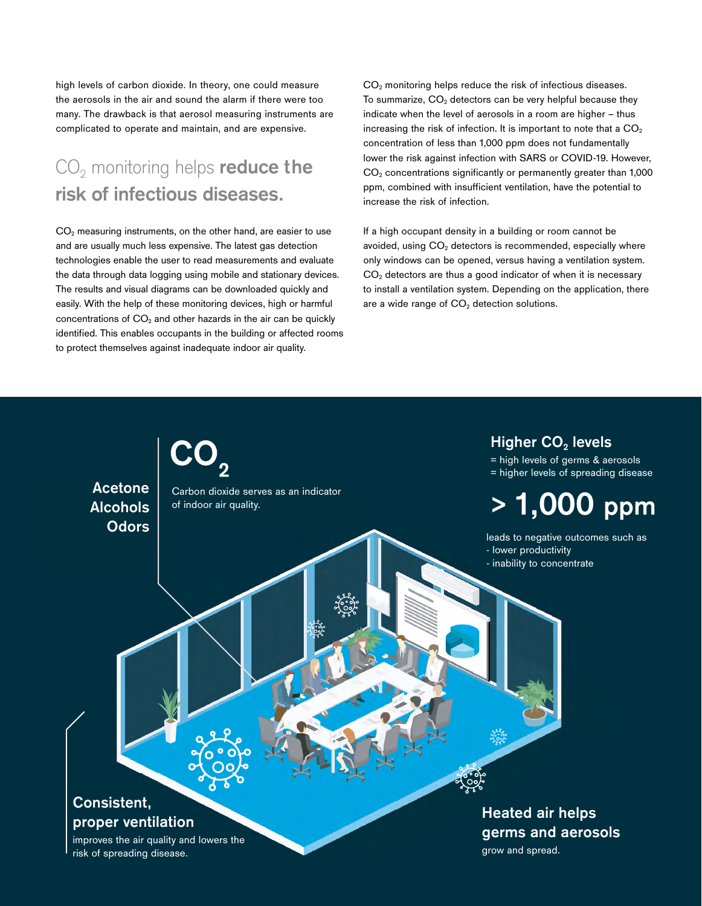high levels of carbon dioxide. In theory, one could measure the aerosols in the air and sound the alarm if there were too many. The drawback is that aerosol measuring instruments are complicated to operate and maintain, and are expensive.

## $CO_2$ monitoring helps **reduce the risk of infectious diseases.**

$CO_2$ measuring instruments, on the other hand, are easier to use and are usually much less expensive. The latest gas detection technologies enable the user to read measurements and evaluate the data through data logging using mobile and stationary devices. The results and visual diagrams can be downloaded quickly and easily. With the help of these monitoring devices, high or harmful concentrations of $CO_2$ and other hazards in the air can be quickly identified. This enables occupants in the building or affected rooms to protect themselves against inadequate indoor air quality.

$CO_2$ monitoring helps reduce the risk of infectious diseases. To summarize, $CO_2$ detectors can be very helpful because they indicate when the level of aerosols in a room are higher – thus increasing the risk of infection. It is important to note that a $CO_2$ concentration of less than 1,000 ppm does not fundamentally lower the risk against infection with SARS or COVID-19. However, $CO_2$ concentrations significantly or permanently greater than 1,000 ppm, combined with insufficient ventilation, have the potential to increase the risk of infection.

If a high occupant density in a building or room cannot be avoided, using $CO_2$ detectors is recommended, especially where only windows can be opened, versus having a ventilation system. $CO_2$ detectors are thus a good indicator of when it is necessary to install a ventilation system. Depending on the application, there are a wide range of $CO_2$ detection solutions.

**Acetone**
**Alcohols**
**Odors**

**$CO_2$**

Carbon dioxide serves as an indicator of indoor air quality.

**Higher $CO_2$ levels**

= high levels of germs & aerosols
= higher levels of spreading disease

**> 1,000 ppm**

leads to negative outcomes such as
- lower productivity
- inability to concentrate

**Consistent, proper ventilation**

improves the air quality and lowers the risk of spreading disease.

**Heated air helps germs and aerosols**

grow and spread.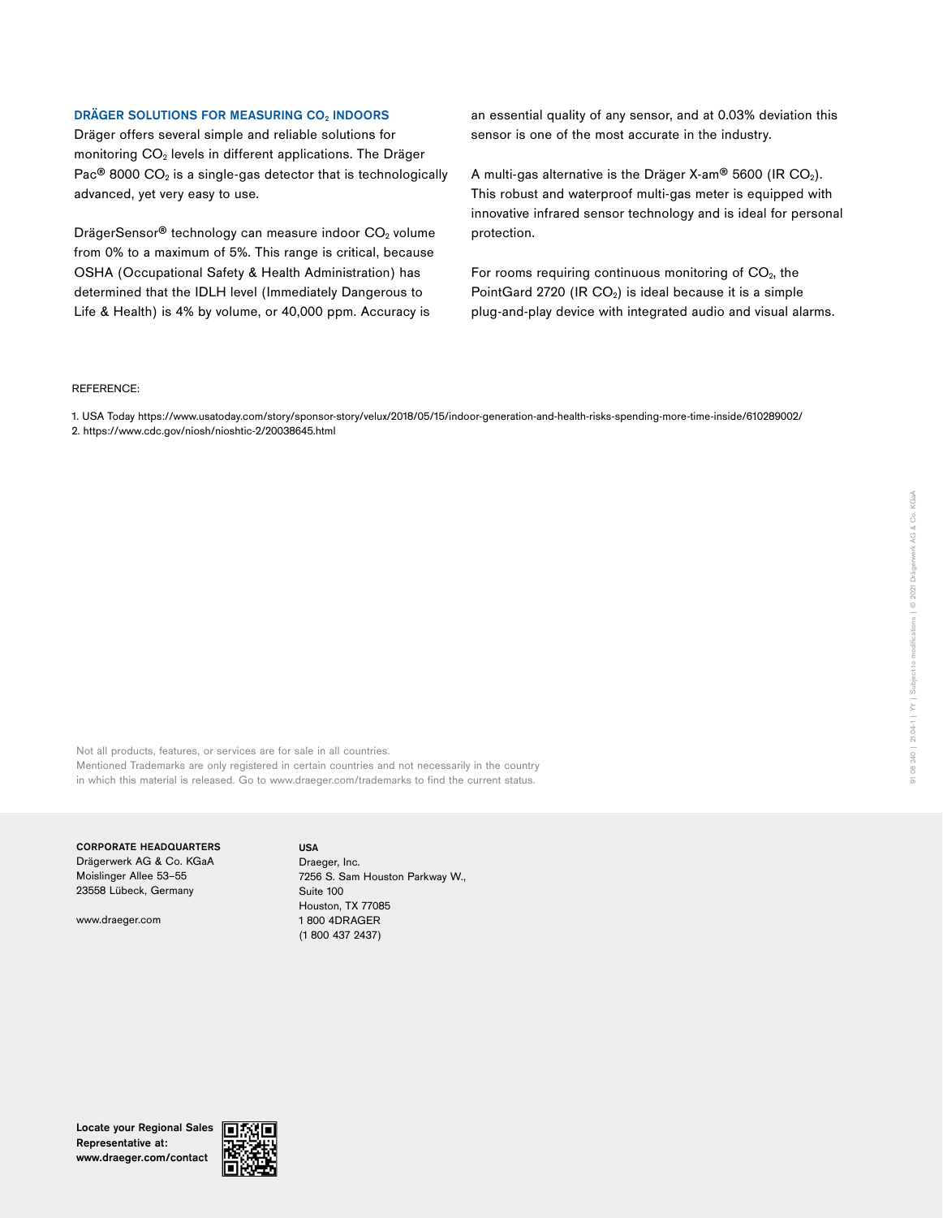## DRÄGER SOLUTIONS FOR MEASURING $CO_2$ INDOORS

Dräger offers several simple and reliable solutions for monitoring $CO_2$ levels in different applications. The Dräger Pac® 8000 $CO_2$ is a single-gas detector that is technologically advanced, yet very easy to use.

DrägerSensor® technology can measure indoor $CO_2$ volume from 0% to a maximum of 5%. This range is critical, because OSHA (Occupational Safety & Health Administration) has determined that the IDLH level (Immediately Dangerous to Life & Health) is 4% by volume, or 40,000 ppm. Accuracy is an essential quality of any sensor, and at 0.03% deviation this sensor is one of the most accurate in the industry.

A multi-gas alternative is the Dräger X-am® 5600 (IR $CO_2$). This robust and waterproof multi-gas meter is equipped with innovative infrared sensor technology and is ideal for personal protection.

For rooms requiring continuous monitoring of $CO_2$, the PointGard 2720 (IR $CO_2$) is ideal because it is a simple plug-and-play device with integrated audio and visual alarms.

REFERENCE:

1. USA Today https://www.usatoday.com/story/sponsor-story/velux/2018/05/15/indoor-generation-and-health-risks-spending-more-time-inside/610289002/
2. https://www.cdc.gov/niosh/nioshtic-2/20038645.html

Not all products, features, or services are for sale in all countries.
Mentioned Trademarks are only registered in certain countries and not necessarily in the country in which this material is released. Go to www.draeger.com/trademarks to find the current status.

91 08 240 | 21.04-1 | YY | Subject to modifications | © 2021 Drägerwerk AG & Co. KGaA

**CORPORATE HEADQUARTERS**
Drägerwerk AG & Co. KGaA
Moislinger Allee 53–55
23558 Lübeck, Germany

www.draeger.com

**USA**
Draeger, Inc.
7256 S. Sam Houston Parkway W.,
Suite 100
Houston, TX 77085
1 800 4DRAGER
(1 800 437 2437)

**Locate your Regional Sales Representative at:**
**www.draeger.com/contact**